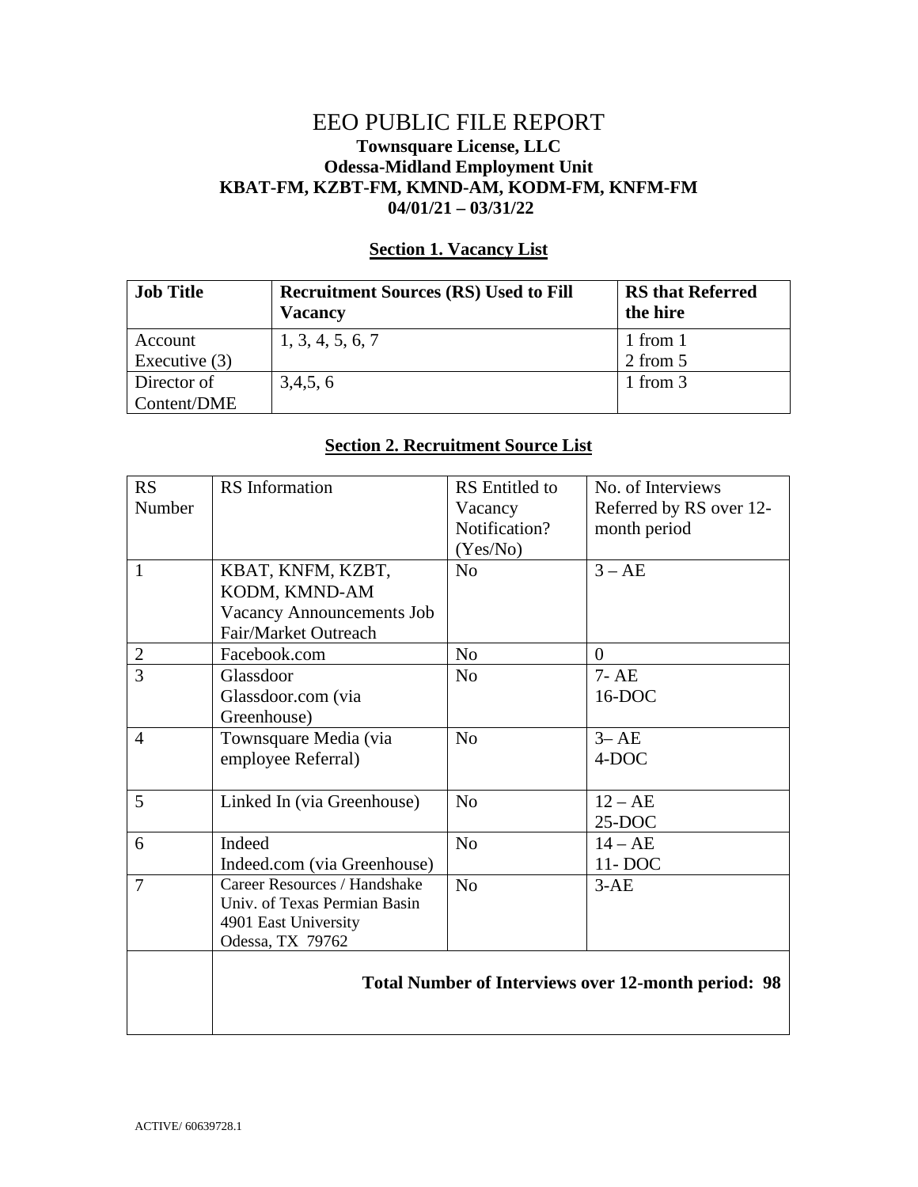# EEO PUBLIC FILE REPORT

**Townsquare License, LLC**
**Odessa-Midland Employment Unit**
**KBAT-FM, KZBT-FM, KMND-AM, KODM-FM, KNFM-FM**
**04/01/21 – 03/31/22**

## Section 1. Vacancy List

| Job Title | Recruitment Sources (RS) Used to Fill Vacancy | RS that Referred the hire |
|---|---|---|
| Account Executive (3) | 1, 3, 4, 5, 6, 7 | 1 from 1<br>2 from 5 |
| Director of Content/DME | 3,4,5, 6 | 1 from 3 |

## Section 2. Recruitment Source List

| RS Number | RS Information | RS Entitled to Vacancy Notification? (Yes/No) | No. of Interviews Referred by RS over 12-month period |
|---|---|---|---|
| 1 | KBAT, KNFM, KZBT, KODM, KMND-AM Vacancy Announcements Job Fair/Market Outreach | No | 3 – AE |
| 2 | Facebook.com | No | 0 |
| 3 | Glassdoor<br>Glassdoor.com (via Greenhouse) | No | 7- AE<br>16-DOC |
| 4 | Townsquare Media (via employee Referral) | No | 3– AE<br>4-DOC |
| 5 | Linked In (via Greenhouse) | No | 12 – AE<br>25-DOC |
| 6 | Indeed<br>Indeed.com (via Greenhouse) | No | 14 – AE<br>11- DOC |
| 7 | Career Resources / Handshake<br>Univ. of Texas Permian Basin<br>4901 East University<br>Odessa, TX 79762 | No | 3-AE |
| | **Total Number of Interviews over 12-month period: 98** | | |

ACTIVE/ 60639728.1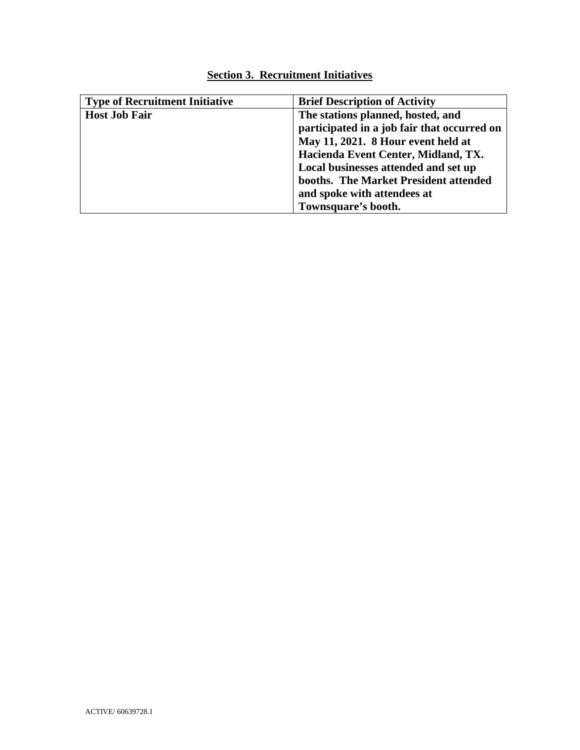## **Section 3. Recruitment Initiatives**

| **Type of Recruitment Initiative** | **Brief Description of Activity** |
|---|---|
| **Host Job Fair** | **The stations planned, hosted, and participated in a job fair that occurred on May 11, 2021. 8 Hour event held at Hacienda Event Center, Midland, TX. Local businesses attended and set up booths. The Market President attended and spoke with attendees at Townsquare's booth.** |

ACTIVE/ 60639728.1